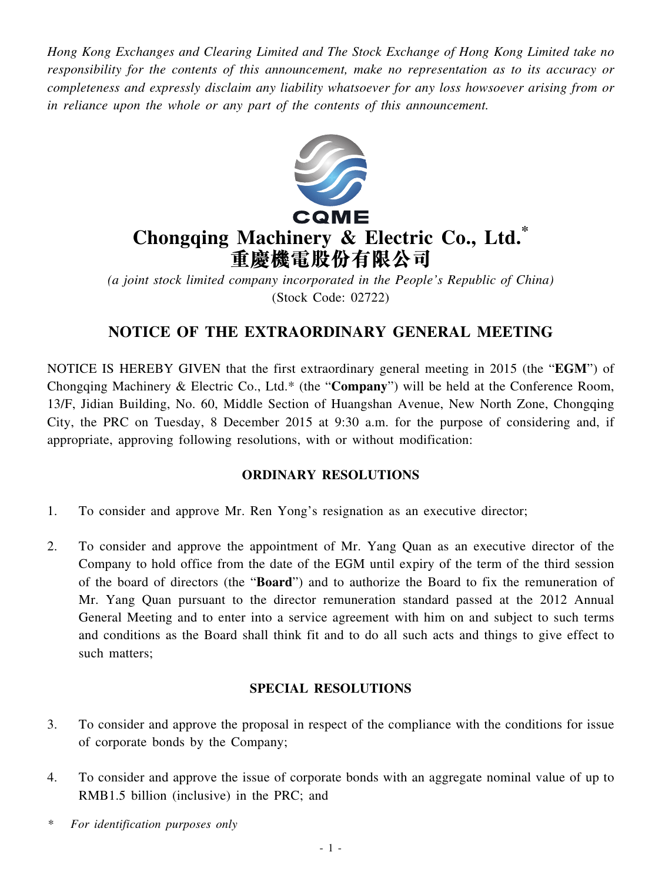*Hong Kong Exchanges and Clearing Limited and The Stock Exchange of Hong Kong Limited take no responsibility for the contents of this announcement, make no representation as to its accuracy or completeness and expressly disclaim any liability whatsoever for any loss howsoever arising from or in reliance upon the whole or any part of the contents of this announcement.*

CQME

# Chongqing Machinery & Electric Co., Ltd.*
# 重慶機電股份有限公司

*(a joint stock limited company incorporated in the People's Republic of China)*
(Stock Code: 02722)

## NOTICE OF THE EXTRAORDINARY GENERAL MEETING

NOTICE IS HEREBY GIVEN that the first extraordinary general meeting in 2015 (the "**EGM**") of Chongqing Machinery & Electric Co., Ltd.* (the "**Company**") will be held at the Conference Room, 13/F, Jidian Building, No. 60, Middle Section of Huangshan Avenue, New North Zone, Chongqing City, the PRC on Tuesday, 8 December 2015 at 9:30 a.m. for the purpose of considering and, if appropriate, approving following resolutions, with or without modification:

### ORDINARY RESOLUTIONS

1. To consider and approve Mr. Ren Yong's resignation as an executive director;

2. To consider and approve the appointment of Mr. Yang Quan as an executive director of the Company to hold office from the date of the EGM until expiry of the term of the third session of the board of directors (the "**Board**") and to authorize the Board to fix the remuneration of Mr. Yang Quan pursuant to the director remuneration standard passed at the 2012 Annual General Meeting and to enter into a service agreement with him on and subject to such terms and conditions as the Board shall think fit and to do all such acts and things to give effect to such matters;

### SPECIAL RESOLUTIONS

3. To consider and approve the proposal in respect of the compliance with the conditions for issue of corporate bonds by the Company;

4. To consider and approve the issue of corporate bonds with an aggregate nominal value of up to RMB1.5 billion (inclusive) in the PRC; and

\* *For identification purposes only*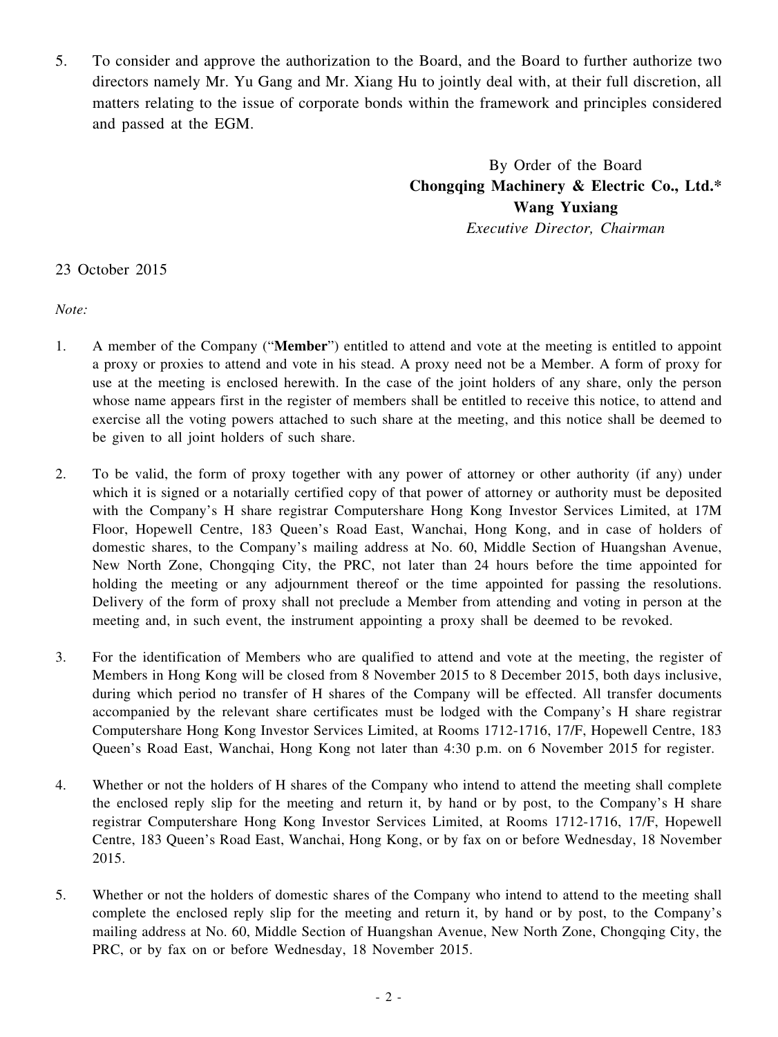5. To consider and approve the authorization to the Board, and the Board to further authorize two directors namely Mr. Yu Gang and Mr. Xiang Hu to jointly deal with, at their full discretion, all matters relating to the issue of corporate bonds within the framework and principles considered and passed at the EGM.

By Order of the Board
**Chongqing Machinery & Electric Co., Ltd.***
**Wang Yuxiang**
*Executive Director, Chairman*

23 October 2015

*Note:*

1. A member of the Company ("**Member**") entitled to attend and vote at the meeting is entitled to appoint a proxy or proxies to attend and vote in his stead. A proxy need not be a Member. A form of proxy for use at the meeting is enclosed herewith. In the case of the joint holders of any share, only the person whose name appears first in the register of members shall be entitled to receive this notice, to attend and exercise all the voting powers attached to such share at the meeting, and this notice shall be deemed to be given to all joint holders of such share.

2. To be valid, the form of proxy together with any power of attorney or other authority (if any) under which it is signed or a notarially certified copy of that power of attorney or authority must be deposited with the Company's H share registrar Computershare Hong Kong Investor Services Limited, at 17M Floor, Hopewell Centre, 183 Queen's Road East, Wanchai, Hong Kong, and in case of holders of domestic shares, to the Company's mailing address at No. 60, Middle Section of Huangshan Avenue, New North Zone, Chongqing City, the PRC, not later than 24 hours before the time appointed for holding the meeting or any adjournment thereof or the time appointed for passing the resolutions. Delivery of the form of proxy shall not preclude a Member from attending and voting in person at the meeting and, in such event, the instrument appointing a proxy shall be deemed to be revoked.

3. For the identification of Members who are qualified to attend and vote at the meeting, the register of Members in Hong Kong will be closed from 8 November 2015 to 8 December 2015, both days inclusive, during which period no transfer of H shares of the Company will be effected. All transfer documents accompanied by the relevant share certificates must be lodged with the Company's H share registrar Computershare Hong Kong Investor Services Limited, at Rooms 1712-1716, 17/F, Hopewell Centre, 183 Queen's Road East, Wanchai, Hong Kong not later than 4:30 p.m. on 6 November 2015 for register.

4. Whether or not the holders of H shares of the Company who intend to attend the meeting shall complete the enclosed reply slip for the meeting and return it, by hand or by post, to the Company's H share registrar Computershare Hong Kong Investor Services Limited, at Rooms 1712-1716, 17/F, Hopewell Centre, 183 Queen's Road East, Wanchai, Hong Kong, or by fax on or before Wednesday, 18 November 2015.

5. Whether or not the holders of domestic shares of the Company who intend to attend to the meeting shall complete the enclosed reply slip for the meeting and return it, by hand or by post, to the Company's mailing address at No. 60, Middle Section of Huangshan Avenue, New North Zone, Chongqing City, the PRC, or by fax on or before Wednesday, 18 November 2015.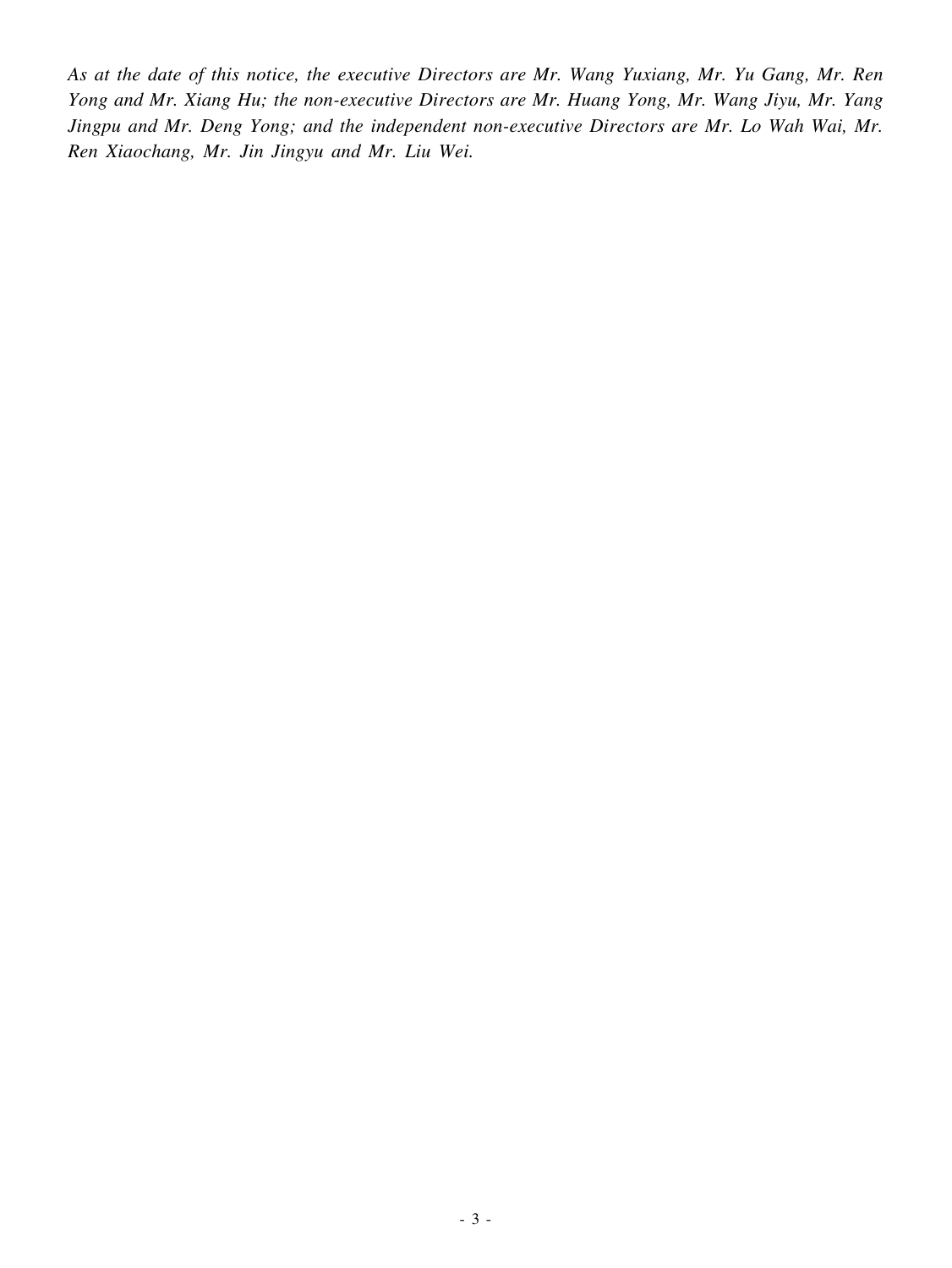*As at the date of this notice, the executive Directors are Mr. Wang Yuxiang, Mr. Yu Gang, Mr. Ren Yong and Mr. Xiang Hu; the non-executive Directors are Mr. Huang Yong, Mr. Wang Jiyu, Mr. Yang Jingpu and Mr. Deng Yong; and the independent non-executive Directors are Mr. Lo Wah Wai, Mr. Ren Xiaochang, Mr. Jin Jingyu and Mr. Liu Wei.*